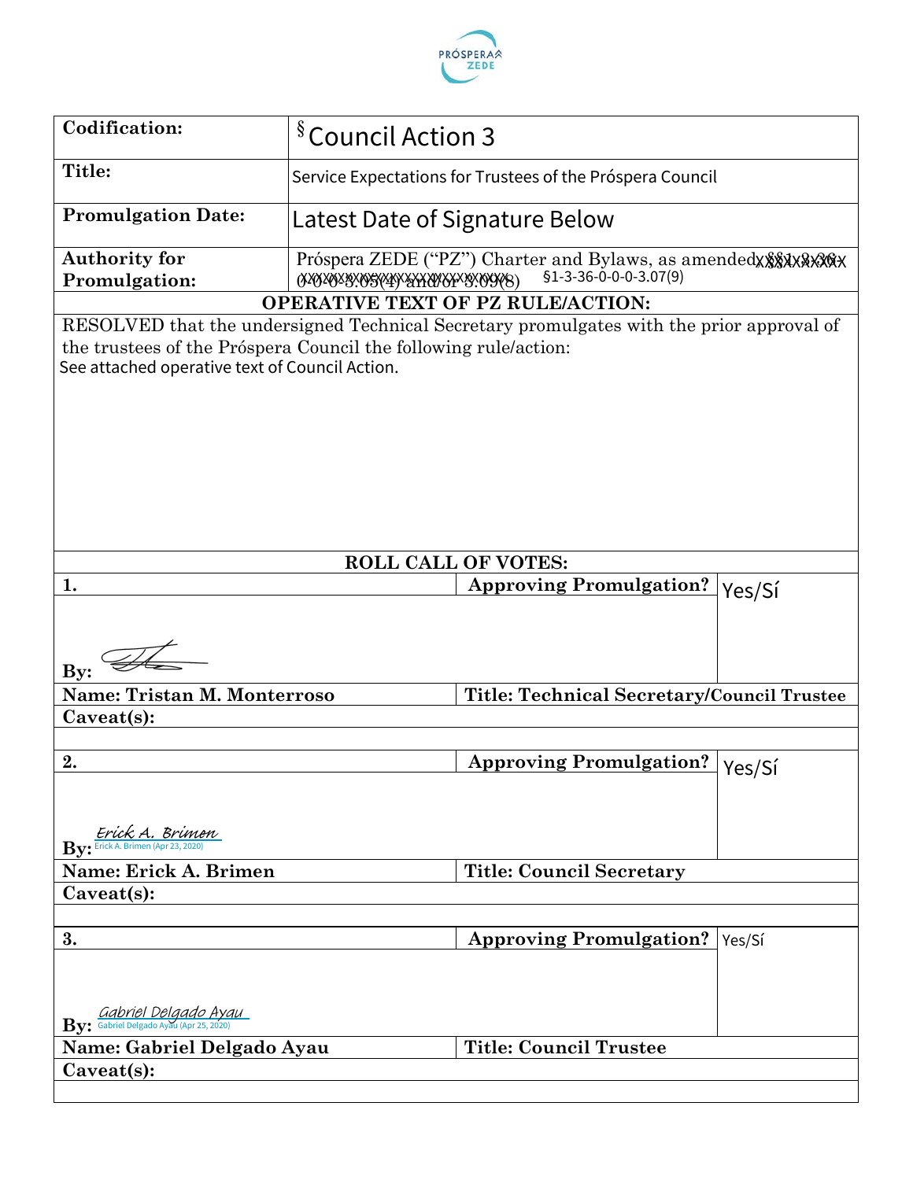| | |
|---|---|
| **Codification:** | § Council Action 3 |
| **Title:** | Service Expectations for Trustees of the Próspera Council |
| **Promulgation Date:** | Latest Date of Signature Below |
| **Authority for Promulgation:** | Próspera ZEDE ("PZ") Charter and Bylaws, as amended ~~§§1-3-36-0-0-0-3.05(4) and/or 3.09(8)~~ §1-3-36-0-0-0-3.07(9) |

**OPERATIVE TEXT OF PZ RULE/ACTION:**

RESOLVED that the undersigned Technical Secretary promulgates with the prior approval of the trustees of the Próspera Council the following rule/action:

See attached operative text of Council Action.

**ROLL CALL OF VOTES:**

| | | |
|---|---|---|
| **1.** | **Approving Promulgation?** | Yes/Sí |
| **By:** [signature] | | |
| **Name: Tristan M. Monterroso** | **Title: Technical Secretary/Council Trustee** | |
| **Caveat(s):** | | |
| **2.** | **Approving Promulgation?** | Yes/Sí |
| **By:** Erick A. Brimen (Erick A. Brimen (Apr 23, 2020)) | | |
| **Name: Erick A. Brimen** | **Title: Council Secretary** | |
| **Caveat(s):** | | |
| **3.** | **Approving Promulgation?** | Yes/Sí |
| **By:** Gabriel Delgado Ayau (Gabriel Delgado Ayau (Apr 25, 2020)) | | |
| **Name: Gabriel Delgado Ayau** | **Title: Council Trustee** | |
| **Caveat(s):** | | |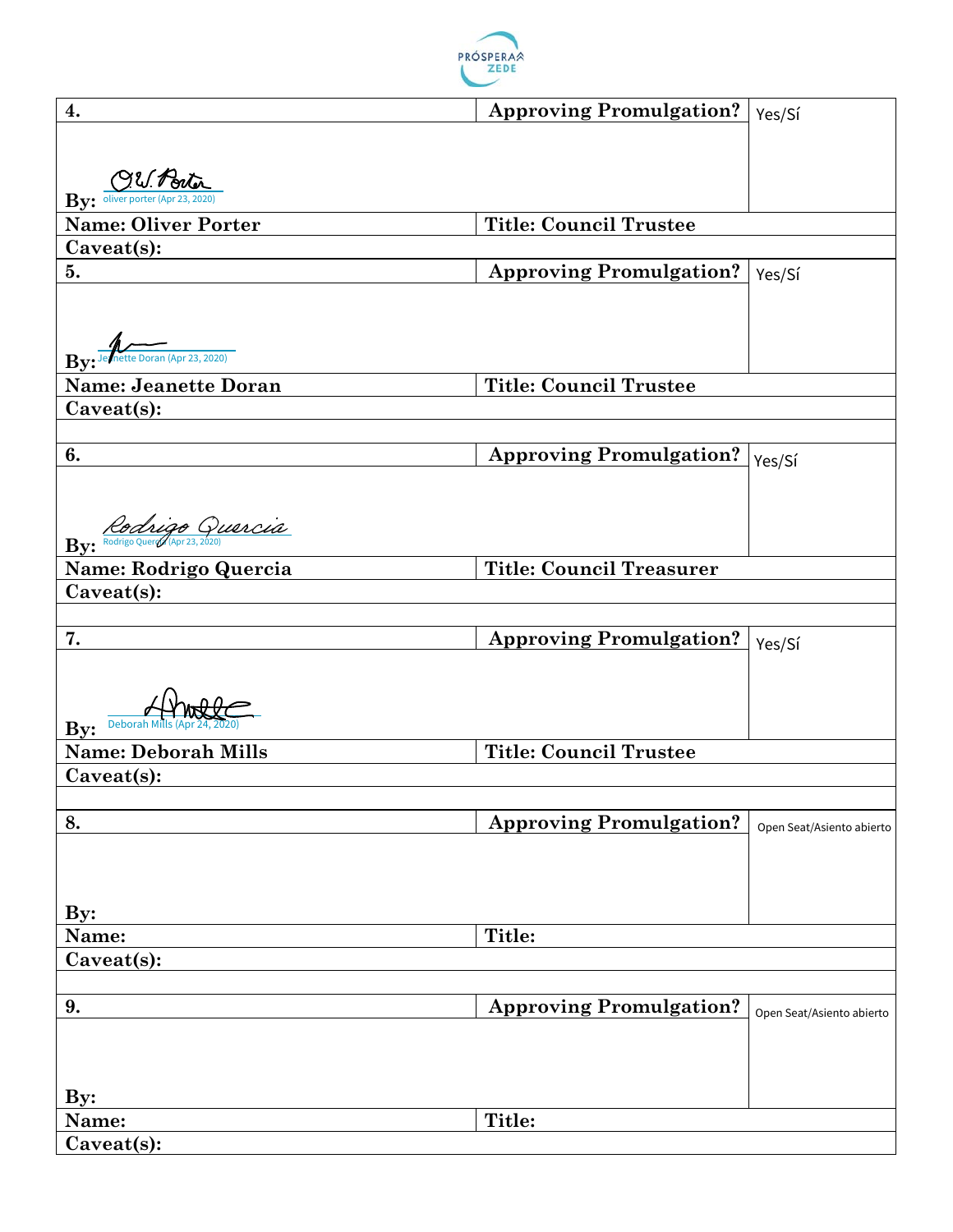| 4. | **Approving Promulgation?** | Yes/Sí |
|---|---|---|
| **By:** oliver porter (Apr 23, 2020) | | |
| **Name: Oliver Porter** | **Title: Council Trustee** | |
| **Caveat(s):** | | |

| 5. | **Approving Promulgation?** | Yes/Sí |
|---|---|---|
| **By:** Jeanette Doran (Apr 23, 2020) | | |
| **Name: Jeanette Doran** | **Title: Council Trustee** | |
| **Caveat(s):** | | |

| 6. | **Approving Promulgation?** | Yes/Sí |
|---|---|---|
| **By:** Rodrigo Quercia (Apr 23, 2020) | | |
| **Name: Rodrigo Quercia** | **Title: Council Treasurer** | |
| **Caveat(s):** | | |

| 7. | **Approving Promulgation?** | Yes/Sí |
|---|---|---|
| **By:** Deborah Mills (Apr 24, 2020) | | |
| **Name: Deborah Mills** | **Title: Council Trustee** | |
| **Caveat(s):** | | |

| 8. | **Approving Promulgation?** | Open Seat/Asiento abierto |
|---|---|---|
| **By:** | | |
| **Name:** | **Title:** | |
| **Caveat(s):** | | |

| 9. | **Approving Promulgation?** | Open Seat/Asiento abierto |
|---|---|---|
| **By:** | | |
| **Name:** | **Title:** | |
| **Caveat(s):** | | |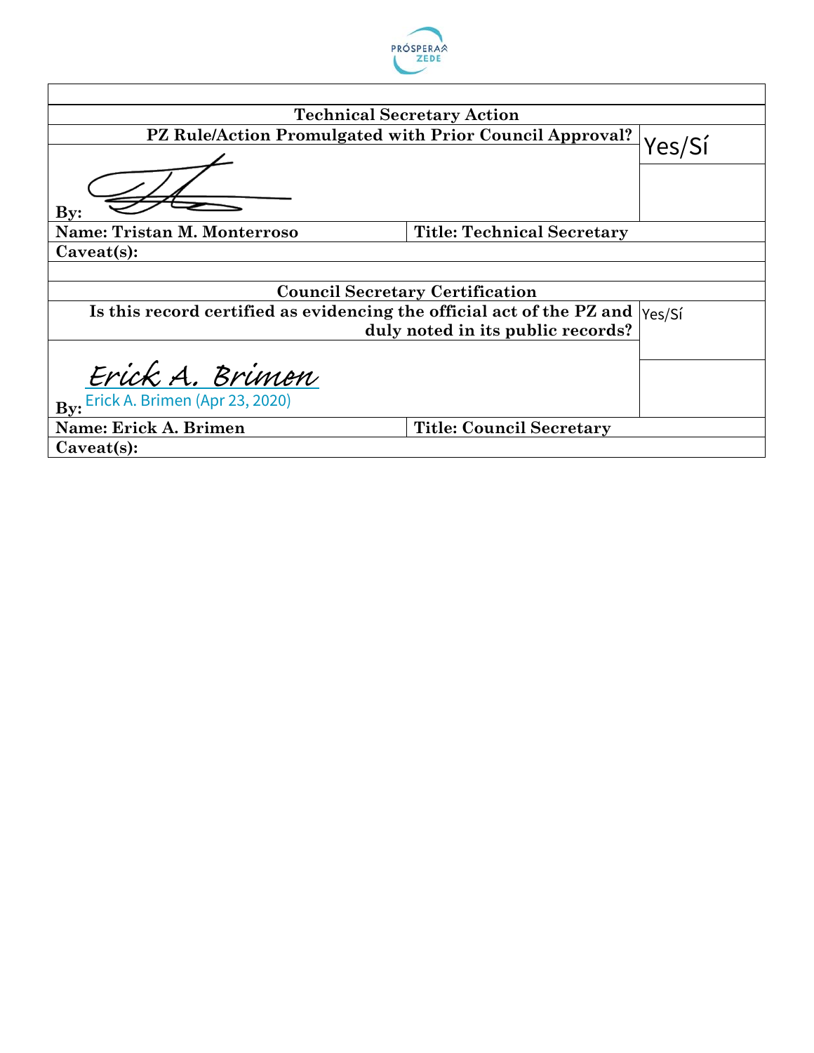| Technical Secretary Action | | |
|---|---|---|
| **PZ Rule/Action Promulgated with Prior Council Approval?** | | Yes/Sí |
| **By:** | | |
| **Name: Tristan M. Monterroso** | **Title: Technical Secretary** | |
| **Caveat(s):** | | |

| Council Secretary Certification | | |
|---|---|---|
| **Is this record certified as evidencing the official act of the PZ and duly noted in its public records?** | | Yes/Sí |
| **By:** Erick A. Brimen<br>Erick A. Brimen (Apr 23, 2020) | | |
| **Name: Erick A. Brimen** | **Title: Council Secretary** | |
| **Caveat(s):** | | |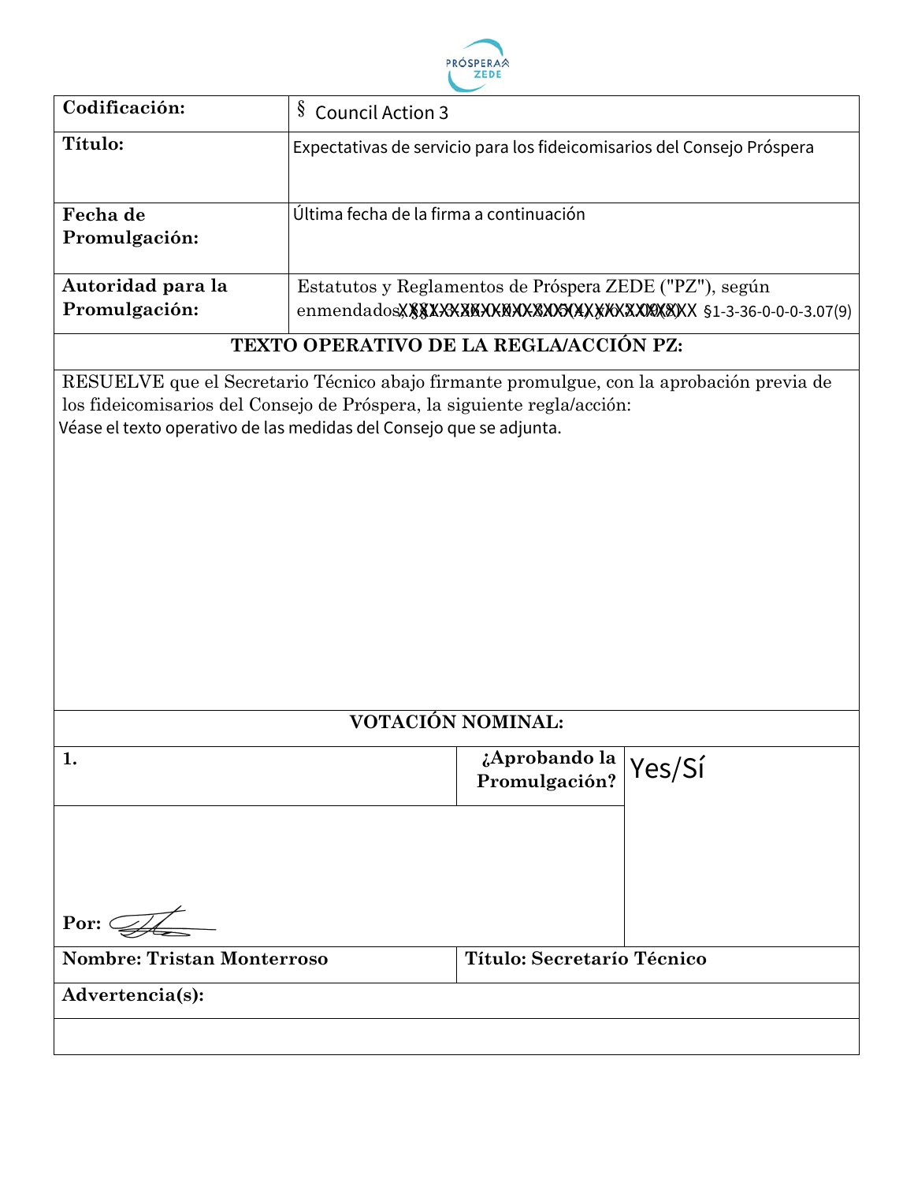PRÓSPERA ZEDE

| Codificación: | § Council Action 3 |
|---|---|
| Título: | Expectativas de servicio para los fideicomisarios del Consejo Próspera |
| Fecha de Promulgación: | Última fecha de la firma a continuación |
| Autoridad para la Promulgación: | Estatutos y Reglamentos de Próspera ZEDE ("PZ"), según enmendados, §1-3-36-0-0-0-3.07(9) |

**TEXTO OPERATIVO DE LA REGLA/ACCIÓN PZ:**

RESUELVE que el Secretario Técnico abajo firmante promulgue, con la aprobación previa de los fideicomisarios del Consejo de Próspera, la siguiente regla/acción:
Véase el texto operativo de las medidas del Consejo que se adjunta.

**VOTACIÓN NOMINAL:**

| 1. | ¿Aprobando la Promulgación? | Yes/Sí |
|---|---|---|
| Por: | | |
| Nombre: Tristan Monterroso | Título: Secretarío Técnico | |

**Advertencia(s):**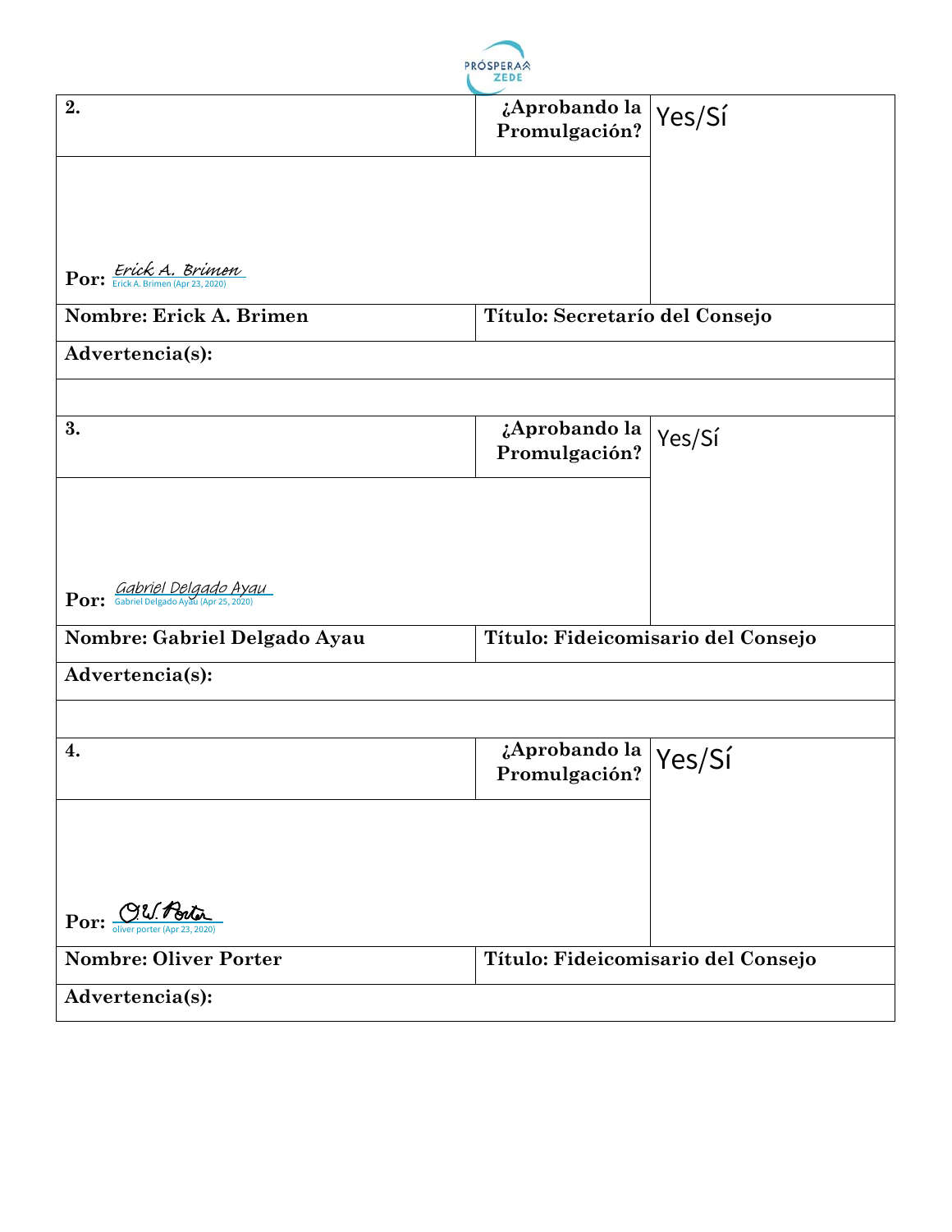| 2. | ¿Aprobando la Promulgación? | Yes/Sí |
|---|---|---|
| Por: Erick A. Brimen<br>Erick A. Brimen (Apr 23, 2020) | | |
| Nombre: Erick A. Brimen | Título: Secretarío del Consejo | |
| Advertencia(s): | | |

| 3. | ¿Aprobando la Promulgación? | Yes/Sí |
|---|---|---|
| Por: Gabriel Delgado Ayau<br>Gabriel Delgado Ayau (Apr 25, 2020) | | |
| Nombre: Gabriel Delgado Ayau | Título: Fideicomisario del Consejo | |
| Advertencia(s): | | |

| 4. | ¿Aprobando la Promulgación? | Yes/Sí |
|---|---|---|
| Por: O.W. Porter<br>oliver porter (Apr 23, 2020) | | |
| Nombre: Oliver Porter | Título: Fideicomisario del Consejo | |
| Advertencia(s): | | |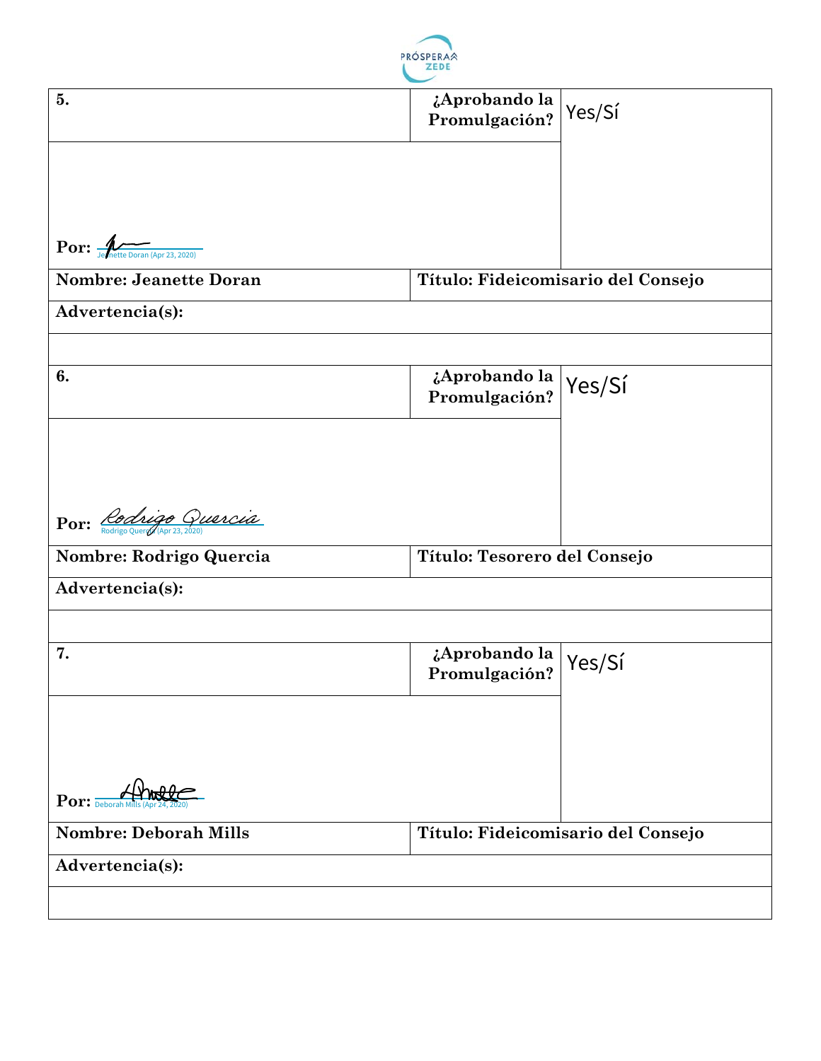| **5.** | **¿Aprobando la Promulgación?** | Yes/Sí |
|---|---|---|
| **Por:** Jeanette Doran (Apr 23, 2020) | | |
| **Nombre: Jeanette Doran** | **Título: Fideicomisario del Consejo** | |
| **Advertencia(s):** | | |
| | | |

| **6.** | **¿Aprobando la Promulgación?** | Yes/Sí |
|---|---|---|
| **Por:** Rodrigo Quercia (Apr 23, 2020) | | |
| **Nombre: Rodrigo Quercia** | **Título: Tesorero del Consejo** | |
| **Advertencia(s):** | | |
| | | |

| **7.** | **¿Aprobando la Promulgación?** | Yes/Sí |
|---|---|---|
| **Por:** Deborah Mills (Apr 24, 2020) | | |
| **Nombre: Deborah Mills** | **Título: Fideicomisario del Consejo** | |
| **Advertencia(s):** | | |
| | | |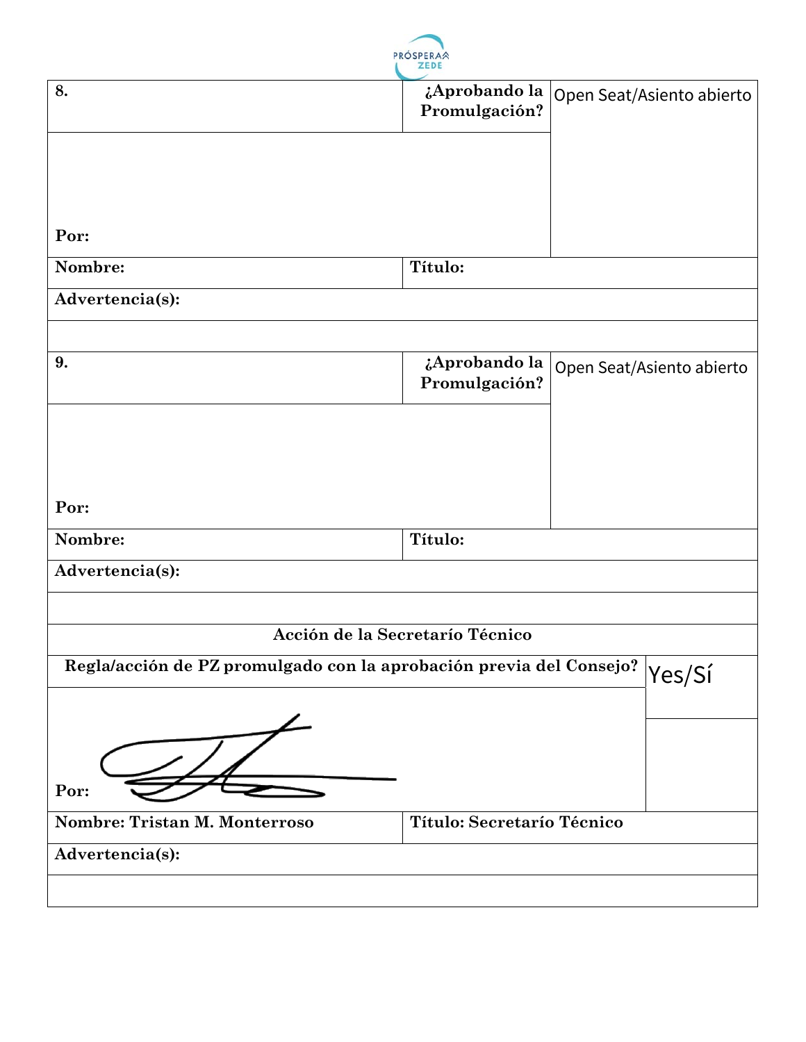| **8.** | **¿Aprobando la Promulgación?** | Open Seat/Asiento abierto |
|---|---|---|
| **Por:** | | |
| **Nombre:** | **Título:** | |
| **Advertencia(s):** | | |
| | | |

| **9.** | **¿Aprobando la Promulgación?** | Open Seat/Asiento abierto |
|---|---|---|
| **Por:** | | |
| **Nombre:** | **Título:** | |
| **Advertencia(s):** | | |
| | | |

| **Acción de la Secretarío Técnico** | | |
|---|---|---|
| **Regla/acción de PZ promulgado con la aprobación previa del Consejo?** | | Yes/Sí |
| **Por:** | | |
| **Nombre: Tristan M. Monterroso** | **Título: Secretarío Técnico** | |
| **Advertencia(s):** | | |
| | | |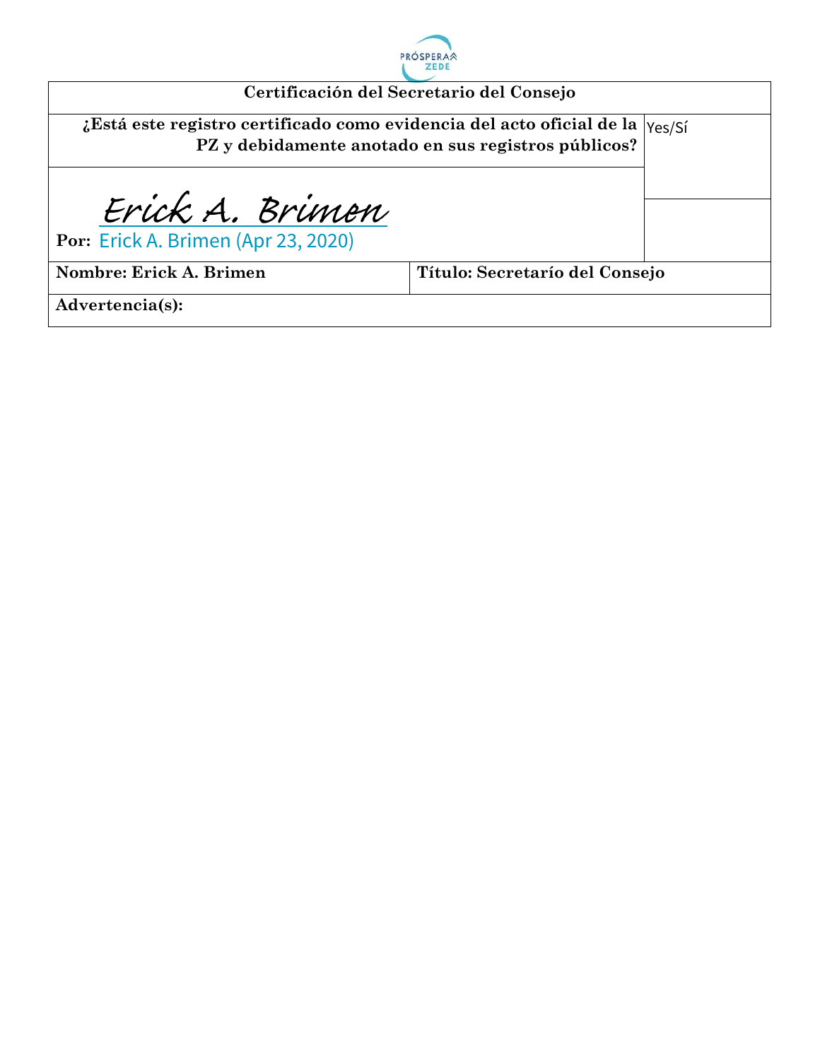| Certificación del Secretario del Consejo | | |
|---|---|---|
| **¿Está este registro certificado como evidencia del acto oficial de la PZ y debidamente anotado en sus registros públicos?** | | Yes/Sí |
| Erick A. Brimen<br>**Por:** Erick A. Brimen (Apr 23, 2020) | | |
| **Nombre: Erick A. Brimen** | **Título: Secretarío del Consejo** | |
| **Advertencia(s):** | | |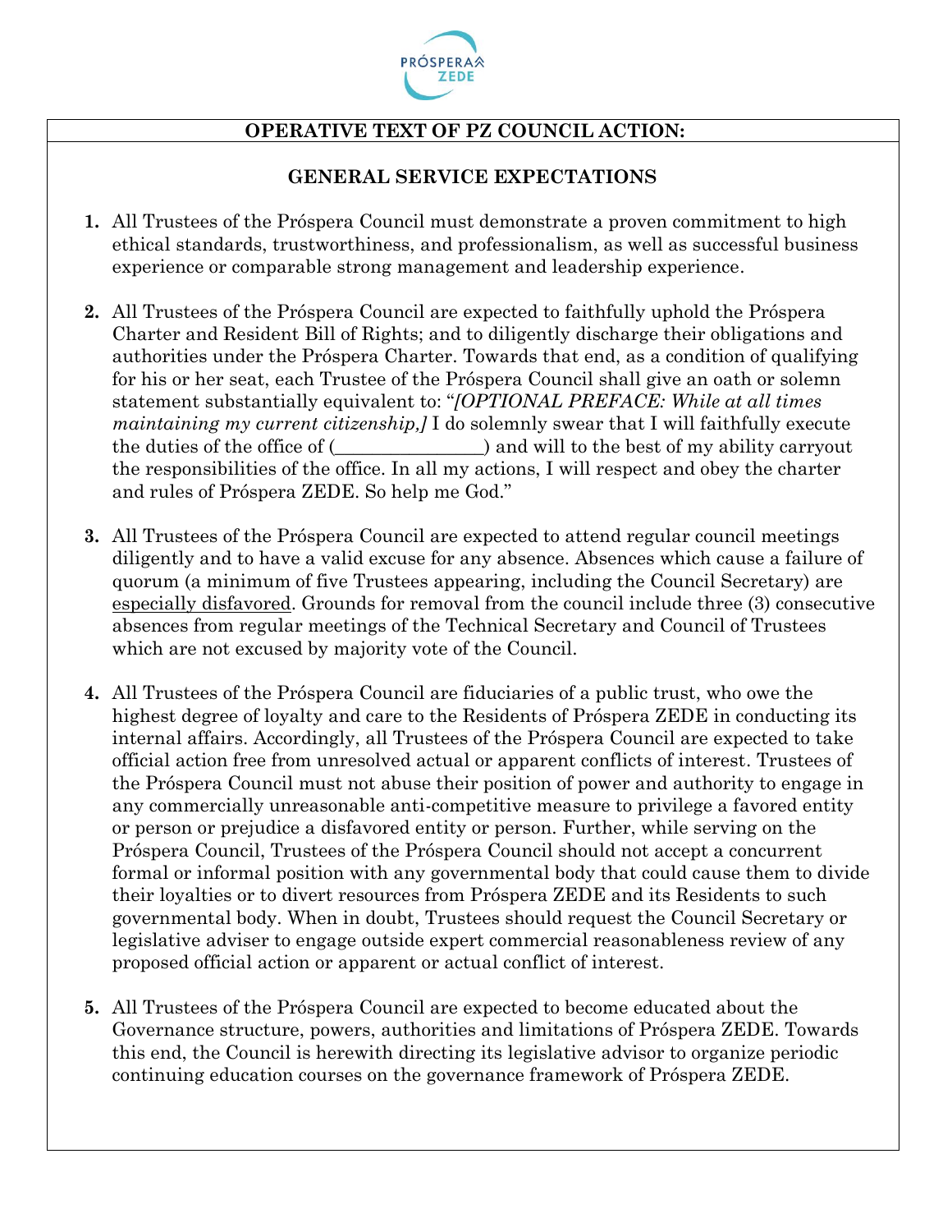**OPERATIVE TEXT OF PZ COUNCIL ACTION:**

## GENERAL SERVICE EXPECTATIONS

1. All Trustees of the Próspera Council must demonstrate a proven commitment to high ethical standards, trustworthiness, and professionalism, as well as successful business experience or comparable strong management and leadership experience.

2. All Trustees of the Próspera Council are expected to faithfully uphold the Próspera Charter and Resident Bill of Rights; and to diligently discharge their obligations and authorities under the Próspera Charter. Towards that end, as a condition of qualifying for his or her seat, each Trustee of the Próspera Council shall give an oath or solemn statement substantially equivalent to: "*[OPTIONAL PREFACE: While at all times maintaining my current citizenship,]* I do solemnly swear that I will faithfully execute the duties of the office of (________________) and will to the best of my ability carryout the responsibilities of the office. In all my actions, I will respect and obey the charter and rules of Próspera ZEDE. So help me God."

3. All Trustees of the Próspera Council are expected to attend regular council meetings diligently and to have a valid excuse for any absence. Absences which cause a failure of quorum (a minimum of five Trustees appearing, including the Council Secretary) are <u>especially disfavored</u>. Grounds for removal from the council include three (3) consecutive absences from regular meetings of the Technical Secretary and Council of Trustees which are not excused by majority vote of the Council.

4. All Trustees of the Próspera Council are fiduciaries of a public trust, who owe the highest degree of loyalty and care to the Residents of Próspera ZEDE in conducting its internal affairs. Accordingly, all Trustees of the Próspera Council are expected to take official action free from unresolved actual or apparent conflicts of interest. Trustees of the Próspera Council must not abuse their position of power and authority to engage in any commercially unreasonable anti-competitive measure to privilege a favored entity or person or prejudice a disfavored entity or person. Further, while serving on the Próspera Council, Trustees of the Próspera Council should not accept a concurrent formal or informal position with any governmental body that could cause them to divide their loyalties or to divert resources from Próspera ZEDE and its Residents to such governmental body. When in doubt, Trustees should request the Council Secretary or legislative adviser to engage outside expert commercial reasonableness review of any proposed official action or apparent or actual conflict of interest.

5. All Trustees of the Próspera Council are expected to become educated about the Governance structure, powers, authorities and limitations of Próspera ZEDE. Towards this end, the Council is herewith directing its legislative advisor to organize periodic continuing education courses on the governance framework of Próspera ZEDE.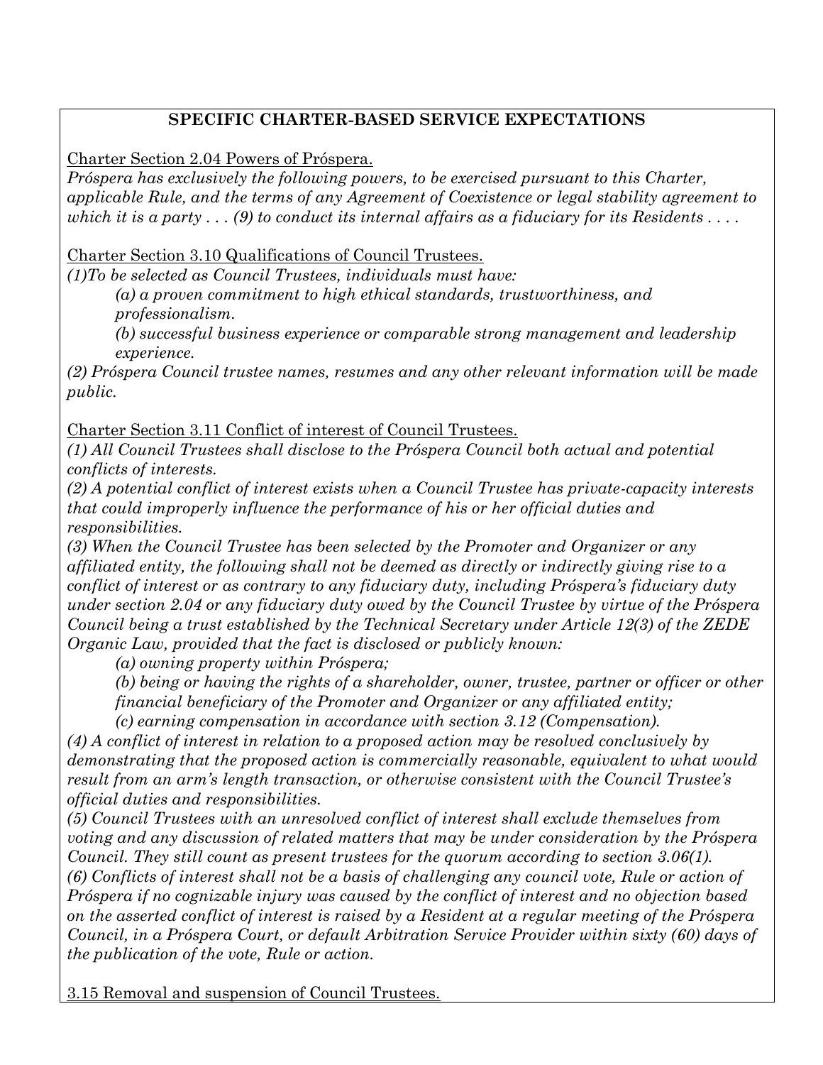## **SPECIFIC CHARTER-BASED SERVICE EXPECTATIONS**

Charter Section 2.04 Powers of Próspera.

*Próspera has exclusively the following powers, to be exercised pursuant to this Charter, applicable Rule, and the terms of any Agreement of Coexistence or legal stability agreement to which it is a party . . . (9) to conduct its internal affairs as a fiduciary for its Residents . . . .*

Charter Section 3.10 Qualifications of Council Trustees.

*(1)To be selected as Council Trustees, individuals must have:*

*(a) a proven commitment to high ethical standards, trustworthiness, and professionalism.*

*(b) successful business experience or comparable strong management and leadership experience.*

*(2) Próspera Council trustee names, resumes and any other relevant information will be made public.*

Charter Section 3.11 Conflict of interest of Council Trustees.

*(1) All Council Trustees shall disclose to the Próspera Council both actual and potential conflicts of interests.*

*(2) A potential conflict of interest exists when a Council Trustee has private-capacity interests that could improperly influence the performance of his or her official duties and responsibilities.*

*(3) When the Council Trustee has been selected by the Promoter and Organizer or any affiliated entity, the following shall not be deemed as directly or indirectly giving rise to a conflict of interest or as contrary to any fiduciary duty, including Próspera's fiduciary duty under section 2.04 or any fiduciary duty owed by the Council Trustee by virtue of the Próspera Council being a trust established by the Technical Secretary under Article 12(3) of the ZEDE Organic Law, provided that the fact is disclosed or publicly known:*

*(a) owning property within Próspera;*

*(b) being or having the rights of a shareholder, owner, trustee, partner or officer or other financial beneficiary of the Promoter and Organizer or any affiliated entity;*

*(c) earning compensation in accordance with section 3.12 (Compensation).*

*(4) A conflict of interest in relation to a proposed action may be resolved conclusively by demonstrating that the proposed action is commercially reasonable, equivalent to what would result from an arm's length transaction, or otherwise consistent with the Council Trustee's official duties and responsibilities.*

*(5) Council Trustees with an unresolved conflict of interest shall exclude themselves from voting and any discussion of related matters that may be under consideration by the Próspera Council. They still count as present trustees for the quorum according to section 3.06(1).*

*(6) Conflicts of interest shall not be a basis of challenging any council vote, Rule or action of Próspera if no cognizable injury was caused by the conflict of interest and no objection based on the asserted conflict of interest is raised by a Resident at a regular meeting of the Próspera Council, in a Próspera Court, or default Arbitration Service Provider within sixty (60) days of the publication of the vote, Rule or action.*

3.15 Removal and suspension of Council Trustees.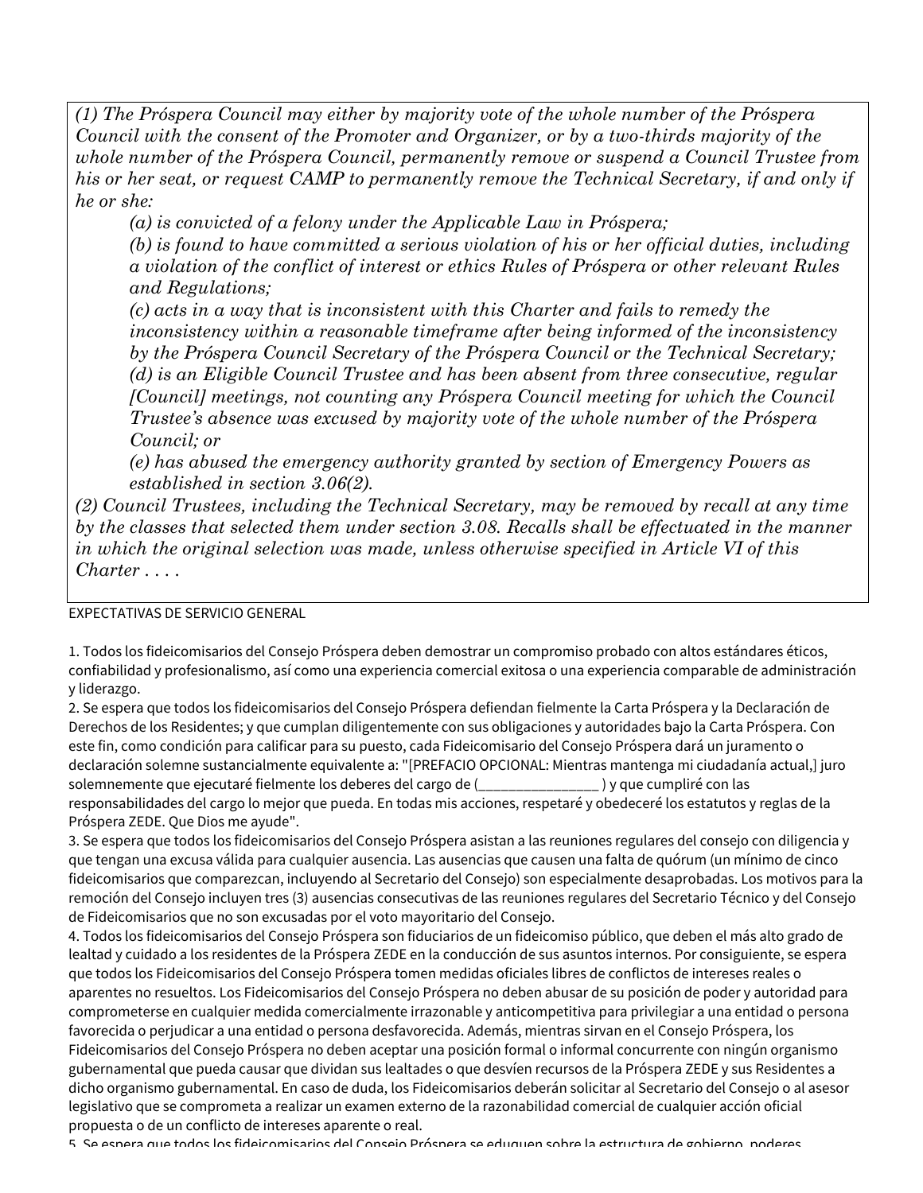*(1) The Próspera Council may either by majority vote of the whole number of the Próspera Council with the consent of the Promoter and Organizer, or by a two-thirds majority of the whole number of the Próspera Council, permanently remove or suspend a Council Trustee from his or her seat, or request CAMP to permanently remove the Technical Secretary, if and only if he or she:*

> *(a) is convicted of a felony under the Applicable Law in Próspera;*
>
> *(b) is found to have committed a serious violation of his or her official duties, including a violation of the conflict of interest or ethics Rules of Próspera or other relevant Rules and Regulations;*
>
> *(c) acts in a way that is inconsistent with this Charter and fails to remedy the inconsistency within a reasonable timeframe after being informed of the inconsistency by the Próspera Council Secretary of the Próspera Council or the Technical Secretary;*
>
> *(d) is an Eligible Council Trustee and has been absent from three consecutive, regular [Council] meetings, not counting any Próspera Council meeting for which the Council Trustee's absence was excused by majority vote of the whole number of the Próspera Council; or*
>
> *(e) has abused the emergency authority granted by section of Emergency Powers as established in section 3.06(2).*

*(2) Council Trustees, including the Technical Secretary, may be removed by recall at any time by the classes that selected them under section 3.08. Recalls shall be effectuated in the manner in which the original selection was made, unless otherwise specified in Article VI of this Charter . . . .*

EXPECTATIVAS DE SERVICIO GENERAL

1. Todos los fideicomisarios del Consejo Próspera deben demostrar un compromiso probado con altos estándares éticos, confiabilidad y profesionalismo, así como una experiencia comercial exitosa o una experiencia comparable de administración y liderazgo.
2. Se espera que todos los fideicomisarios del Consejo Próspera defiendan fielmente la Carta Próspera y la Declaración de Derechos de los Residentes; y que cumplan diligentemente con sus obligaciones y autoridades bajo la Carta Próspera. Con este fin, como condición para calificar para su puesto, cada Fideicomisario del Consejo Próspera dará un juramento o declaración solemne sustancialmente equivalente a: "[PREFACIO OPCIONAL: Mientras mantenga mi ciudadanía actual,] juro solemnemente que ejecutaré fielmente los deberes del cargo de (________________ ) y que cumpliré con las responsabilidades del cargo lo mejor que pueda. En todas mis acciones, respetaré y obedeceré los estatutos y reglas de la Próspera ZEDE. Que Dios me ayude".
3. Se espera que todos los fideicomisarios del Consejo Próspera asistan a las reuniones regulares del consejo con diligencia y que tengan una excusa válida para cualquier ausencia. Las ausencias que causen una falta de quórum (un mínimo de cinco fideicomisarios que comparezcan, incluyendo al Secretario del Consejo) son especialmente desaprobadas. Los motivos para la remoción del Consejo incluyen tres (3) ausencias consecutivas de las reuniones regulares del Secretario Técnico y del Consejo de Fideicomisarios que no son excusadas por el voto mayoritario del Consejo.
4. Todos los fideicomisarios del Consejo Próspera son fiduciarios de un fideicomiso público, que deben el más alto grado de lealtad y cuidado a los residentes de la Próspera ZEDE en la conducción de sus asuntos internos. Por consiguiente, se espera que todos los Fideicomisarios del Consejo Próspera tomen medidas oficiales libres de conflictos de intereses reales o aparentes no resueltos. Los Fideicomisarios del Consejo Próspera no deben abusar de su posición de poder y autoridad para comprometerse en cualquier medida comercialmente irrazonable y anticompetitiva para privilegiar a una entidad o persona favorecida o perjudicar a una entidad o persona desfavorecida. Además, mientras sirvan en el Consejo Próspera, los Fideicomisarios del Consejo Próspera no deben aceptar una posición formal o informal concurrente con ningún organismo gubernamental que pueda causar que dividan sus lealtades o que desvíen recursos de la Próspera ZEDE y sus Residentes a dicho organismo gubernamental. En caso de duda, los Fideicomisarios deberán solicitar al Secretario del Consejo o al asesor legislativo que se comprometa a realizar un examen externo de la razonabilidad comercial de cualquier acción oficial propuesta o de un conflicto de intereses aparente o real.
5. Se espera que todos los fideicomisarios del Consejo Próspera se eduquen sobre la estructura de gobierno, poderes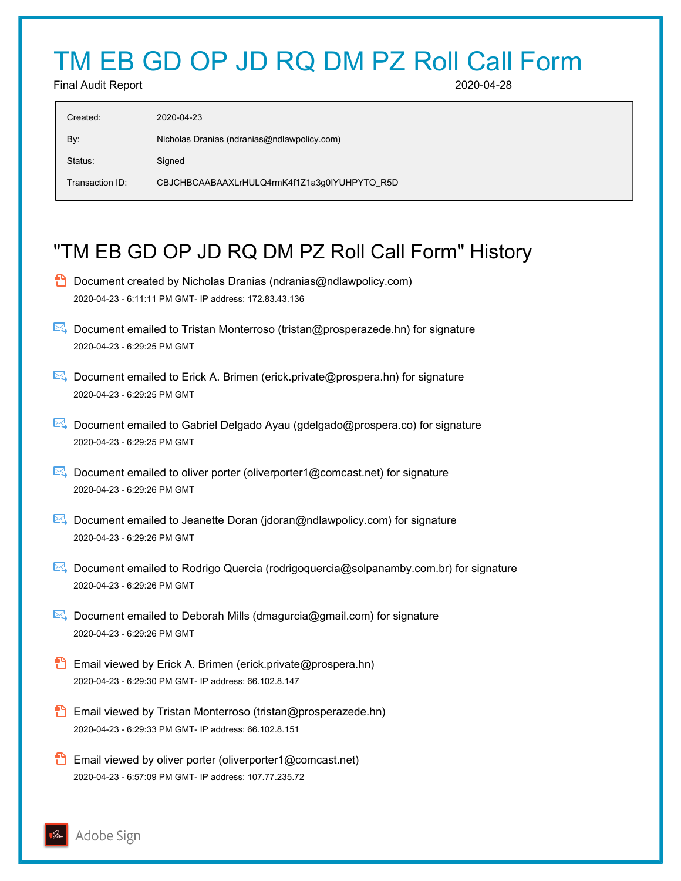# TM EB GD OP JD RQ DM PZ Roll Call Form

Final Audit Report 2020-04-28

| | |
|---|---|
| Created: | 2020-04-23 |
| By: | Nicholas Dranias (ndranias@ndlawpolicy.com) |
| Status: | Signed |
| Transaction ID: | CBJCHBCAABAAXLrHULQ4rmK4f1Z1a3g0lYUHPYTO_R5D |

## "TM EB GD OP JD RQ DM PZ Roll Call Form" History

- Document created by Nicholas Dranias (ndranias@ndlawpolicy.com)
  2020-04-23 - 6:11:11 PM GMT- IP address: 172.83.43.136

- Document emailed to Tristan Monterroso (tristan@prosperazede.hn) for signature
  2020-04-23 - 6:29:25 PM GMT

- Document emailed to Erick A. Brimen (erick.private@prospera.hn) for signature
  2020-04-23 - 6:29:25 PM GMT

- Document emailed to Gabriel Delgado Ayau (gdelgado@prospera.co) for signature
  2020-04-23 - 6:29:25 PM GMT

- Document emailed to oliver porter (oliverporter1@comcast.net) for signature
  2020-04-23 - 6:29:26 PM GMT

- Document emailed to Jeanette Doran (jdoran@ndlawpolicy.com) for signature
  2020-04-23 - 6:29:26 PM GMT

- Document emailed to Rodrigo Quercia (rodrigoquercia@solpanamby.com.br) for signature
  2020-04-23 - 6:29:26 PM GMT

- Document emailed to Deborah Mills (dmagurcia@gmail.com) for signature
  2020-04-23 - 6:29:26 PM GMT

- Email viewed by Erick A. Brimen (erick.private@prospera.hn)
  2020-04-23 - 6:29:30 PM GMT- IP address: 66.102.8.147

- Email viewed by Tristan Monterroso (tristan@prosperazede.hn)
  2020-04-23 - 6:29:33 PM GMT- IP address: 66.102.8.151

- Email viewed by oliver porter (oliverporter1@comcast.net)
  2020-04-23 - 6:57:09 PM GMT- IP address: 107.77.235.72

Adobe Sign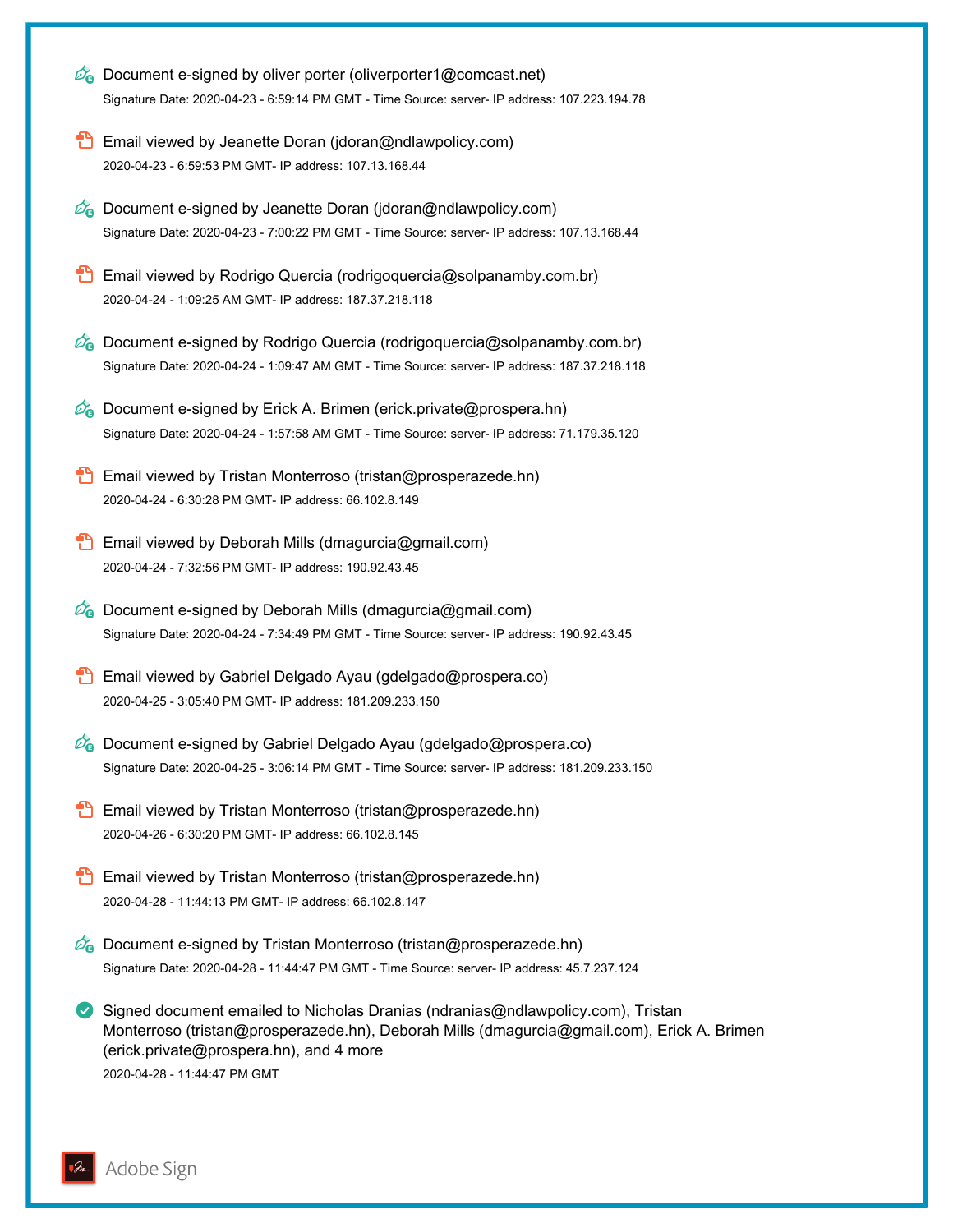Document e-signed by oliver porter (oliverporter1@comcast.net)

Signature Date: 2020-04-23 - 6:59:14 PM GMT - Time Source: server- IP address: 107.223.194.78

Email viewed by Jeanette Doran (jdoran@ndlawpolicy.com)

2020-04-23 - 6:59:53 PM GMT- IP address: 107.13.168.44

Document e-signed by Jeanette Doran (jdoran@ndlawpolicy.com)

Signature Date: 2020-04-23 - 7:00:22 PM GMT - Time Source: server- IP address: 107.13.168.44

Email viewed by Rodrigo Quercia (rodrigoquercia@solpanamby.com.br)

2020-04-24 - 1:09:25 AM GMT- IP address: 187.37.218.118

Document e-signed by Rodrigo Quercia (rodrigoquercia@solpanamby.com.br)

Signature Date: 2020-04-24 - 1:09:47 AM GMT - Time Source: server- IP address: 187.37.218.118

Document e-signed by Erick A. Brimen (erick.private@prospera.hn)

Signature Date: 2020-04-24 - 1:57:58 AM GMT - Time Source: server- IP address: 71.179.35.120

Email viewed by Tristan Monterroso (tristan@prosperazede.hn)

2020-04-24 - 6:30:28 PM GMT- IP address: 66.102.8.149

Email viewed by Deborah Mills (dmagurcia@gmail.com)

2020-04-24 - 7:32:56 PM GMT- IP address: 190.92.43.45

Document e-signed by Deborah Mills (dmagurcia@gmail.com)

Signature Date: 2020-04-24 - 7:34:49 PM GMT - Time Source: server- IP address: 190.92.43.45

Email viewed by Gabriel Delgado Ayau (gdelgado@prospera.co)

2020-04-25 - 3:05:40 PM GMT- IP address: 181.209.233.150

Document e-signed by Gabriel Delgado Ayau (gdelgado@prospera.co)

Signature Date: 2020-04-25 - 3:06:14 PM GMT - Time Source: server- IP address: 181.209.233.150

Email viewed by Tristan Monterroso (tristan@prosperazede.hn)

2020-04-26 - 6:30:20 PM GMT- IP address: 66.102.8.145

Email viewed by Tristan Monterroso (tristan@prosperazede.hn)

2020-04-28 - 11:44:13 PM GMT- IP address: 66.102.8.147

Document e-signed by Tristan Monterroso (tristan@prosperazede.hn)

Signature Date: 2020-04-28 - 11:44:47 PM GMT - Time Source: server- IP address: 45.7.237.124

Signed document emailed to Nicholas Dranias (ndranias@ndlawpolicy.com), Tristan Monterroso (tristan@prosperazede.hn), Deborah Mills (dmagurcia@gmail.com), Erick A. Brimen (erick.private@prospera.hn), and 4 more

2020-04-28 - 11:44:47 PM GMT

Adobe Sign